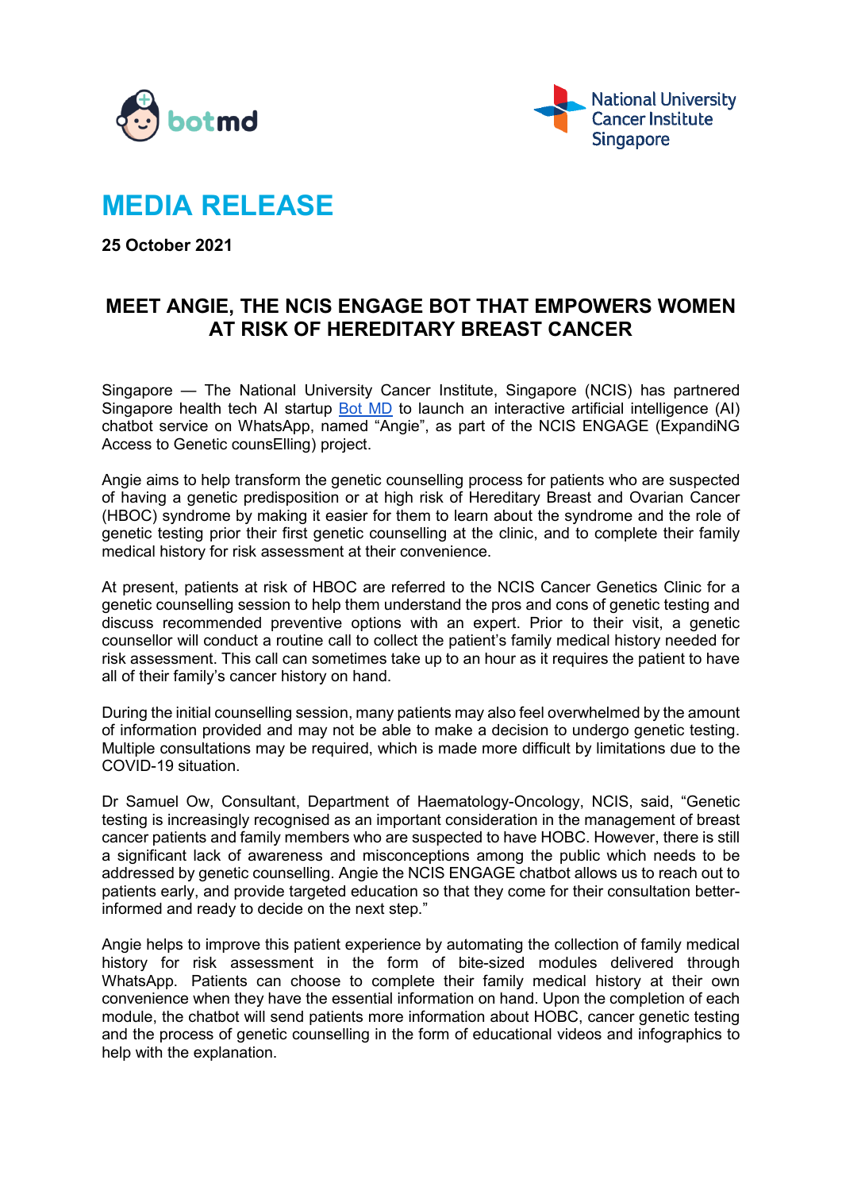botmd

National University Cancer Institute Singapore

# MEDIA RELEASE

**25 October 2021**

## MEET ANGIE, THE NCIS ENGAGE BOT THAT EMPOWERS WOMEN AT RISK OF HEREDITARY BREAST CANCER

Singapore — The National University Cancer Institute, Singapore (NCIS) has partnered Singapore health tech AI startup [Bot MD] to launch an interactive artificial intelligence (AI) chatbot service on WhatsApp, named "Angie", as part of the NCIS ENGAGE (ExpandiNG Access to Genetic counsElling) project.

Angie aims to help transform the genetic counselling process for patients who are suspected of having a genetic predisposition or at high risk of Hereditary Breast and Ovarian Cancer (HBOC) syndrome by making it easier for them to learn about the syndrome and the role of genetic testing prior their first genetic counselling at the clinic, and to complete their family medical history for risk assessment at their convenience.

At present, patients at risk of HBOC are referred to the NCIS Cancer Genetics Clinic for a genetic counselling session to help them understand the pros and cons of genetic testing and discuss recommended preventive options with an expert. Prior to their visit, a genetic counsellor will conduct a routine call to collect the patient's family medical history needed for risk assessment. This call can sometimes take up to an hour as it requires the patient to have all of their family's cancer history on hand.

During the initial counselling session, many patients may also feel overwhelmed by the amount of information provided and may not be able to make a decision to undergo genetic testing. Multiple consultations may be required, which is made more difficult by limitations due to the COVID-19 situation.

Dr Samuel Ow, Consultant, Department of Haematology-Oncology, NCIS, said, "Genetic testing is increasingly recognised as an important consideration in the management of breast cancer patients and family members who are suspected to have HOBC. However, there is still a significant lack of awareness and misconceptions among the public which needs to be addressed by genetic counselling. Angie the NCIS ENGAGE chatbot allows us to reach out to patients early, and provide targeted education so that they come for their consultation better-informed and ready to decide on the next step."

Angie helps to improve this patient experience by automating the collection of family medical history for risk assessment in the form of bite-sized modules delivered through WhatsApp. Patients can choose to complete their family medical history at their own convenience when they have the essential information on hand. Upon the completion of each module, the chatbot will send patients more information about HOBC, cancer genetic testing and the process of genetic counselling in the form of educational videos and infographics to help with the explanation.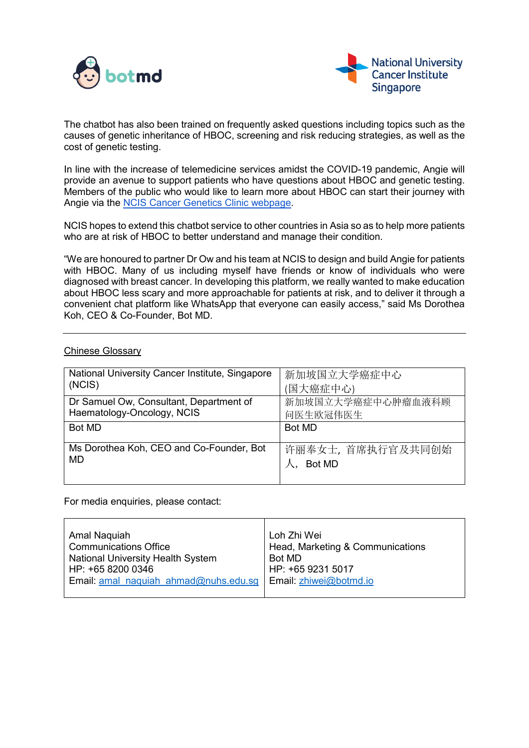The chatbot has also been trained on frequently asked questions including topics such as the causes of genetic inheritance of HBOC, screening and risk reducing strategies, as well as the cost of genetic testing.

In line with the increase of telemedicine services amidst the COVID-19 pandemic, Angie will provide an avenue to support patients who have questions about HBOC and genetic testing. Members of the public who would like to learn more about HBOC can start their journey with Angie via the [NCIS Cancer Genetics Clinic webpage](NCIS Cancer Genetics Clinic webpage).

NCIS hopes to extend this chatbot service to other countries in Asia so as to help more patients who are at risk of HBOC to better understand and manage their condition.

"We are honoured to partner Dr Ow and his team at NCIS to design and build Angie for patients with HBOC. Many of us including myself have friends or know of individuals who were diagnosed with breast cancer. In developing this platform, we really wanted to make education about HBOC less scary and more approachable for patients at risk, and to deliver it through a convenient chat platform like WhatsApp that everyone can easily access," said Ms Dorothea Koh, CEO & Co-Founder, Bot MD.

---

<u>Chinese Glossary</u>

| | |
|---|---|
| National University Cancer Institute, Singapore (NCIS) | 新加坡国立大学癌症中心 (国大癌症中心) |
| Dr Samuel Ow, Consultant, Department of Haematology-Oncology, NCIS | 新加坡国立大学癌症中心肿瘤血液科顾问医生欧冠伟医生 |
| Bot MD | Bot MD |
| Ms Dorothea Koh, CEO and Co-Founder, Bot MD | 许丽奉女士，首席执行官及共同创始人，Bot MD |

For media enquiries, please contact:

| | |
|---|---|
| Amal Naquiah<br>Communications Office<br>National University Health System<br>HP: +65 8200 0346<br>Email: amal_naquiah_ahmad@nuhs.edu.sg | Loh Zhi Wei<br>Head, Marketing & Communications<br>Bot MD<br>HP: +65 9231 5017<br>Email: zhiwei@botmd.io |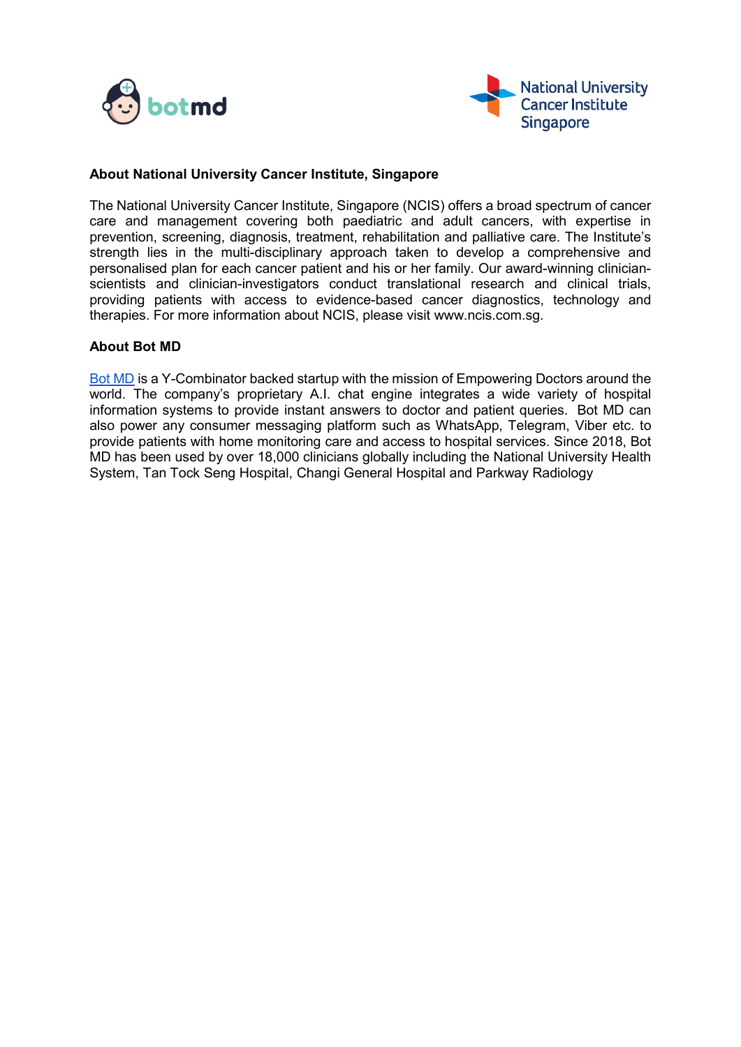## About National University Cancer Institute, Singapore

The National University Cancer Institute, Singapore (NCIS) offers a broad spectrum of cancer care and management covering both paediatric and adult cancers, with expertise in prevention, screening, diagnosis, treatment, rehabilitation and palliative care. The Institute's strength lies in the multi-disciplinary approach taken to develop a comprehensive and personalised plan for each cancer patient and his or her family. Our award-winning clinician-scientists and clinician-investigators conduct translational research and clinical trials, providing patients with access to evidence-based cancer diagnostics, technology and therapies. For more information about NCIS, please visit www.ncis.com.sg.

## About Bot MD

Bot MD is a Y-Combinator backed startup with the mission of Empowering Doctors around the world. The company's proprietary A.I. chat engine integrates a wide variety of hospital information systems to provide instant answers to doctor and patient queries. Bot MD can also power any consumer messaging platform such as WhatsApp, Telegram, Viber etc. to provide patients with home monitoring care and access to hospital services. Since 2018, Bot MD has been used by over 18,000 clinicians globally including the National University Health System, Tan Tock Seng Hospital, Changi General Hospital and Parkway Radiology